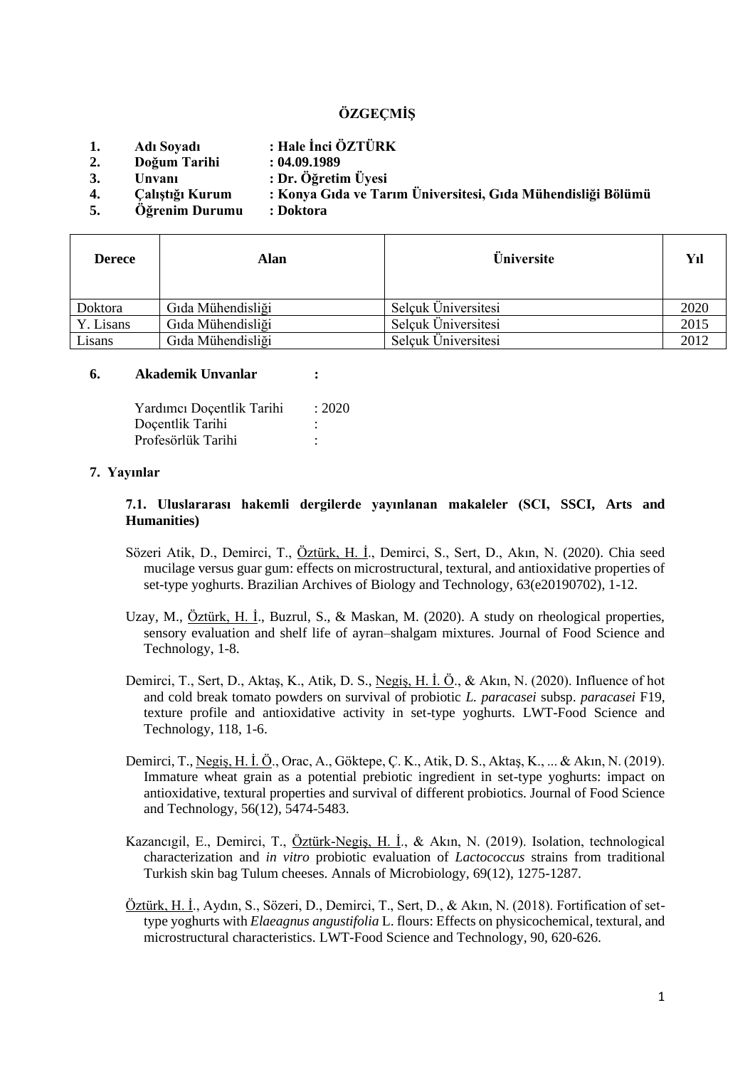# ÖZGEÇMİŞ

1. **Adı Soyadı : Hale İnci ÖZTÜRK**
2. **Doğum Tarihi : 04.09.1989**
3. **Unvanı : Dr. Öğretim Üyesi**
4. **Çalıştığı Kurum : Konya Gıda ve Tarım Üniversitesi, Gıda Mühendisliği Bölümü**
5. **Öğrenim Durumu : Doktora**

| Derece | Alan | Üniversite | Yıl |
|---|---|---|---|
| Doktora | Gıda Mühendisliği | Selçuk Üniversitesi | 2020 |
| Y. Lisans | Gıda Mühendisliği | Selçuk Üniversitesi | 2015 |
| Lisans | Gıda Mühendisliği | Selçuk Üniversitesi | 2012 |

6. **Akademik Unvanlar :**

Yardımcı Doçentlik Tarihi : 2020
Doçentlik Tarihi :
Profesörlük Tarihi :

7. **Yayınlar**

**7.1. Uluslararası hakemli dergilerde yayınlanan makaleler (SCI, SSCI, Arts and Humanities)**

Sözeri Atik, D., Demirci, T., Öztürk, H. İ., Demirci, S., Sert, D., Akın, N. (2020). Chia seed mucilage versus guar gum: effects on microstructural, textural, and antioxidative properties of set-type yoghurts. Brazilian Archives of Biology and Technology, 63(e20190702), 1-12.

Uzay, M., Öztürk, H. İ., Buzrul, S., & Maskan, M. (2020). A study on rheological properties, sensory evaluation and shelf life of ayran–shalgam mixtures. Journal of Food Science and Technology, 1-8.

Demirci, T., Sert, D., Aktaş, K., Atik, D. S., Negiş, H. İ. Ö., & Akın, N. (2020). Influence of hot and cold break tomato powders on survival of probiotic *L. paracasei* subsp. *paracasei* F19, texture profile and antioxidative activity in set-type yoghurts. LWT-Food Science and Technology, 118, 1-6.

Demirci, T., Negiş, H. İ. Ö., Orac, A., Göktepe, Ç. K., Atik, D. S., Aktaş, K., ... & Akın, N. (2019). Immature wheat grain as a potential prebiotic ingredient in set-type yoghurts: impact on antioxidative, textural properties and survival of different probiotics. Journal of Food Science and Technology, 56(12), 5474-5483.

Kazancıgil, E., Demirci, T., Öztürk-Negiş, H. İ., & Akın, N. (2019). Isolation, technological characterization and *in vitro* probiotic evaluation of *Lactococcus* strains from traditional Turkish skin bag Tulum cheeses. Annals of Microbiology, 69(12), 1275-1287.

Öztürk, H. İ., Aydın, S., Sözeri, D., Demirci, T., Sert, D., & Akın, N. (2018). Fortification of set-type yoghurts with *Elaeagnus angustifolia* L. flours: Effects on physicochemical, textural, and microstructural characteristics. LWT-Food Science and Technology, 90, 620-626.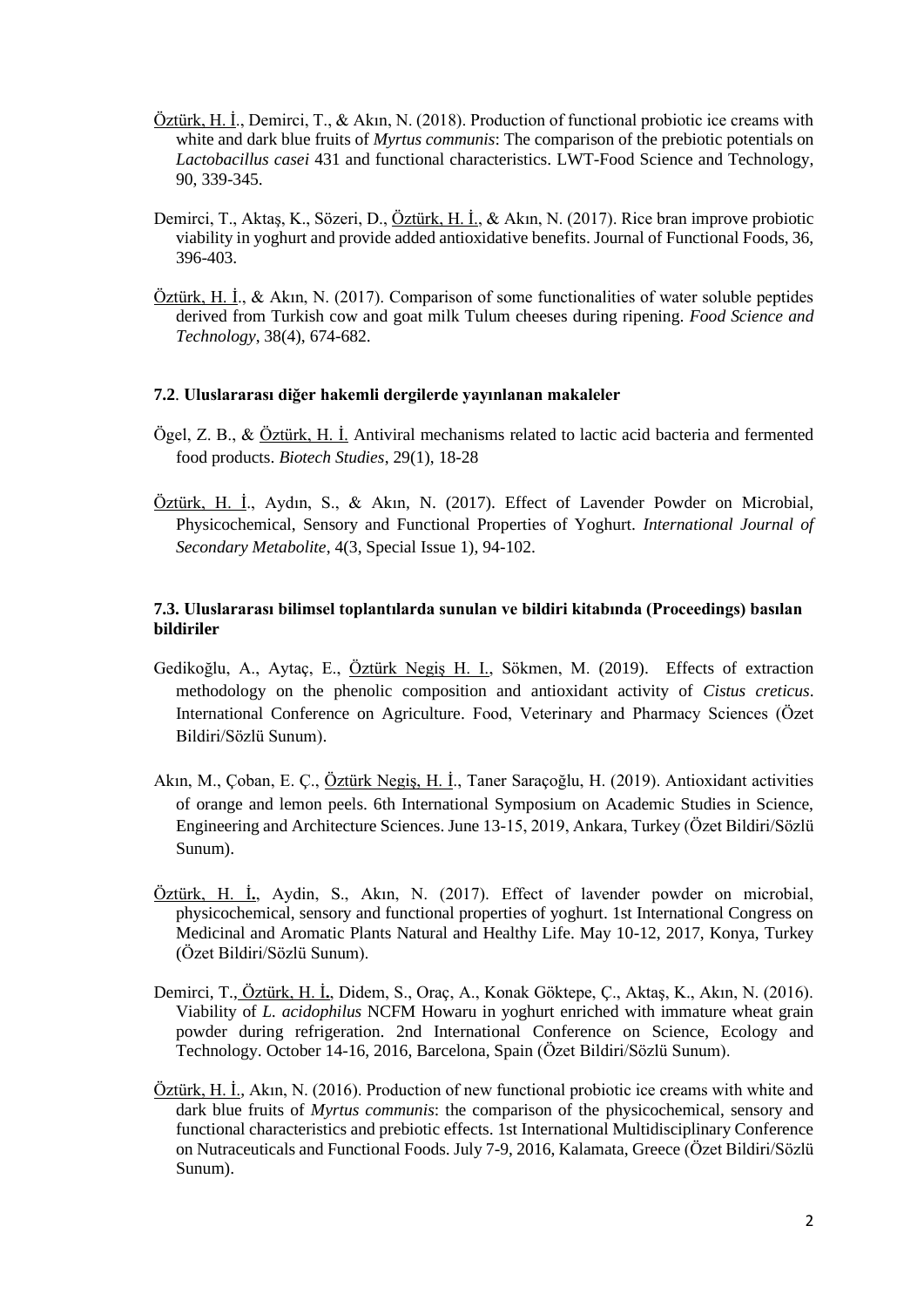<u>Öztürk, H. İ</u>., Demirci, T., & Akın, N. (2018). Production of functional probiotic ice creams with white and dark blue fruits of *Myrtus communis*: The comparison of the prebiotic potentials on *Lactobacillus casei* 431 and functional characteristics. LWT-Food Science and Technology, 90, 339-345.

Demirci, T., Aktaş, K., Sözeri, D., <u>Öztürk, H. İ.</u>, & Akın, N. (2017). Rice bran improve probiotic viability in yoghurt and provide added antioxidative benefits. Journal of Functional Foods, 36, 396-403.

<u>Öztürk, H. İ</u>., & Akın, N. (2017). Comparison of some functionalities of water soluble peptides derived from Turkish cow and goat milk Tulum cheeses during ripening. *Food Science and Technology*, 38(4), 674-682.

#### 7.2. Uluslararası diğer hakemli dergilerde yayınlanan makaleler

Ögel, Z. B., & <u>Öztürk, H. İ.</u> Antiviral mechanisms related to lactic acid bacteria and fermented food products. *Biotech Studies*, 29(1), 18-28

<u>Öztürk, H. İ</u>., Aydın, S., & Akın, N. (2017). Effect of Lavender Powder on Microbial, Physicochemical, Sensory and Functional Properties of Yoghurt. *International Journal of Secondary Metabolite*, 4(3, Special Issue 1), 94-102.

#### 7.3. Uluslararası bilimsel toplantılarda sunulan ve bildiri kitabında (Proceedings) basılan bildiriler

Gedikoğlu, A., Aytaç, E., <u>Öztürk Negiş H. I.</u>, Sökmen, M. (2019). Effects of extraction methodology on the phenolic composition and antioxidant activity of *Cistus creticus*. International Conference on Agriculture. Food, Veterinary and Pharmacy Sciences (Özet Bildiri/Sözlü Sunum).

Akın, M., Çoban, E. Ç., <u>Öztürk Negiş, H. İ</u>., Taner Saraçoğlu, H. (2019). Antioxidant activities of orange and lemon peels. 6th International Symposium on Academic Studies in Science, Engineering and Architecture Sciences. June 13-15, 2019, Ankara, Turkey (Özet Bildiri/Sözlü Sunum).

<u>Öztürk, H. İ</u>., Aydin, S., Akın, N. (2017). Effect of lavender powder on microbial, physicochemical, sensory and functional properties of yoghurt. 1st International Congress on Medicinal and Aromatic Plants Natural and Healthy Life. May 10-12, 2017, Konya, Turkey (Özet Bildiri/Sözlü Sunum).

Demirci, T., <u>Öztürk, H. İ</u>., Didem, S., Oraç, A., Konak Göktepe, Ç., Aktaş, K., Akın, N. (2016). Viability of *L. acidophilus* NCFM Howaru in yoghurt enriched with immature wheat grain powder during refrigeration. 2nd International Conference on Science, Ecology and Technology. October 14-16, 2016, Barcelona, Spain (Özet Bildiri/Sözlü Sunum).

<u>Öztürk, H. İ</u>., Akın, N. (2016). Production of new functional probiotic ice creams with white and dark blue fruits of *Myrtus communis*: the comparison of the physicochemical, sensory and functional characteristics and prebiotic effects. 1st International Multidisciplinary Conference on Nutraceuticals and Functional Foods. July 7-9, 2016, Kalamata, Greece (Özet Bildiri/Sözlü Sunum).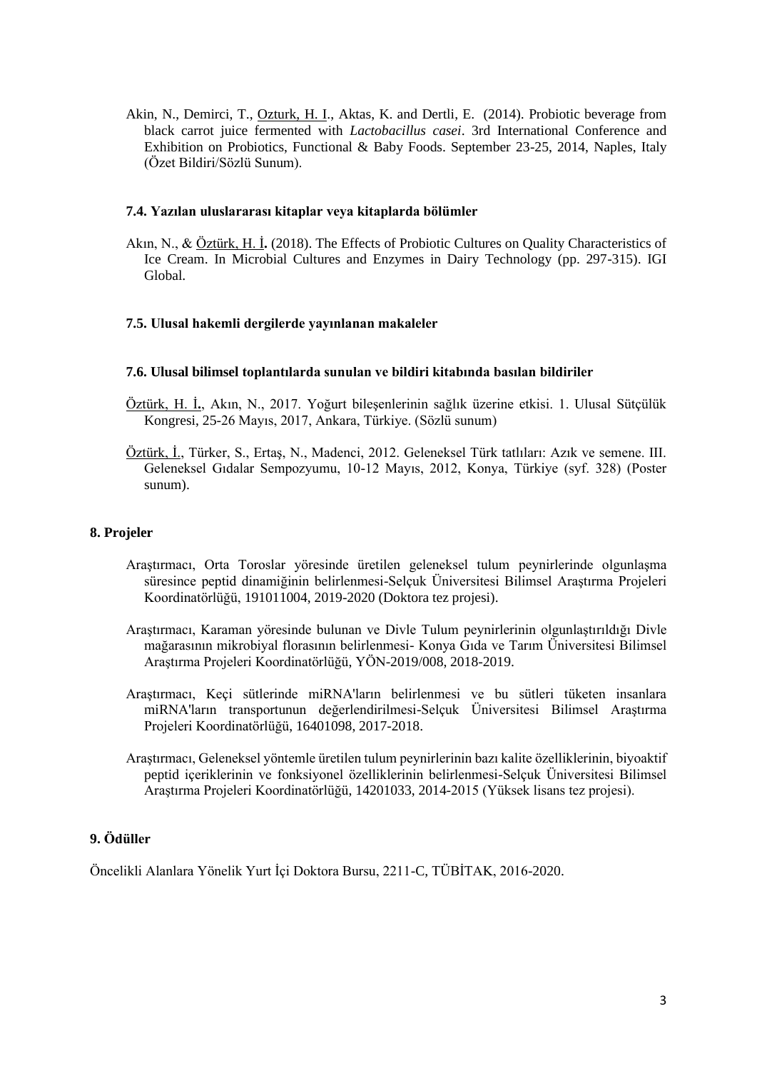Akin, N., Demirci, T., <u>Ozturk, H. I</u>., Aktas, K. and Dertli, E. (2014). Probiotic beverage from black carrot juice fermented with *Lactobacillus casei*. 3rd International Conference and Exhibition on Probiotics, Functional & Baby Foods. September 23-25, 2014, Naples, Italy (Özet Bildiri/Sözlü Sunum).

#### 7.4. Yazılan uluslararası kitaplar veya kitaplarda bölümler

Akın, N., & <u>Öztürk, H. İ</u>**.** (2018). The Effects of Probiotic Cultures on Quality Characteristics of Ice Cream. In Microbial Cultures and Enzymes in Dairy Technology (pp. 297-315). IGI Global.

#### 7.5. Ulusal hakemli dergilerde yayınlanan makaleler

#### 7.6. Ulusal bilimsel toplantılarda sunulan ve bildiri kitabında basılan bildiriler

<u>Öztürk, H. İ</u>**.**, Akın, N., 2017. Yoğurt bileşenlerinin sağlık üzerine etkisi. 1. Ulusal Sütçülük Kongresi, 25-26 Mayıs, 2017, Ankara, Türkiye. (Sözlü sunum)

<u>Öztürk, İ</u>., Türker, S., Ertaş, N., Madenci, 2012. Geleneksel Türk tatlıları: Azık ve semene. III. Geleneksel Gıdalar Sempozyumu, 10-12 Mayıs, 2012, Konya, Türkiye (syf. 328) (Poster sunum).

### 8. Projeler

Araştırmacı, Orta Toroslar yöresinde üretilen geleneksel tulum peynirlerinde olgunlaşma süresince peptid dinamiğinin belirlenmesi-Selçuk Üniversitesi Bilimsel Araştırma Projeleri Koordinatörlüğü, 191011004, 2019-2020 (Doktora tez projesi).

Araştırmacı, Karaman yöresinde bulunan ve Divle Tulum peynirlerinin olgunlaştırıldığı Divle mağarasının mikrobiyal florasının belirlenmesi- Konya Gıda ve Tarım Üniversitesi Bilimsel Araştırma Projeleri Koordinatörlüğü, YÖN-2019/008, 2018-2019.

Araştırmacı, Keçi sütlerinde miRNA'ların belirlenmesi ve bu sütleri tüketen insanlara miRNA'ların transportunun değerlendirilmesi-Selçuk Üniversitesi Bilimsel Araştırma Projeleri Koordinatörlüğü, 16401098, 2017-2018.

Araştırmacı, Geleneksel yöntemle üretilen tulum peynirlerinin bazı kalite özelliklerinin, biyoaktif peptid içeriklerinin ve fonksiyonel özelliklerinin belirlenmesi-Selçuk Üniversitesi Bilimsel Araştırma Projeleri Koordinatörlüğü, 14201033, 2014-2015 (Yüksek lisans tez projesi).

### 9. Ödüller

Öncelikli Alanlara Yönelik Yurt İçi Doktora Bursu, 2211-C, TÜBİTAK, 2016-2020.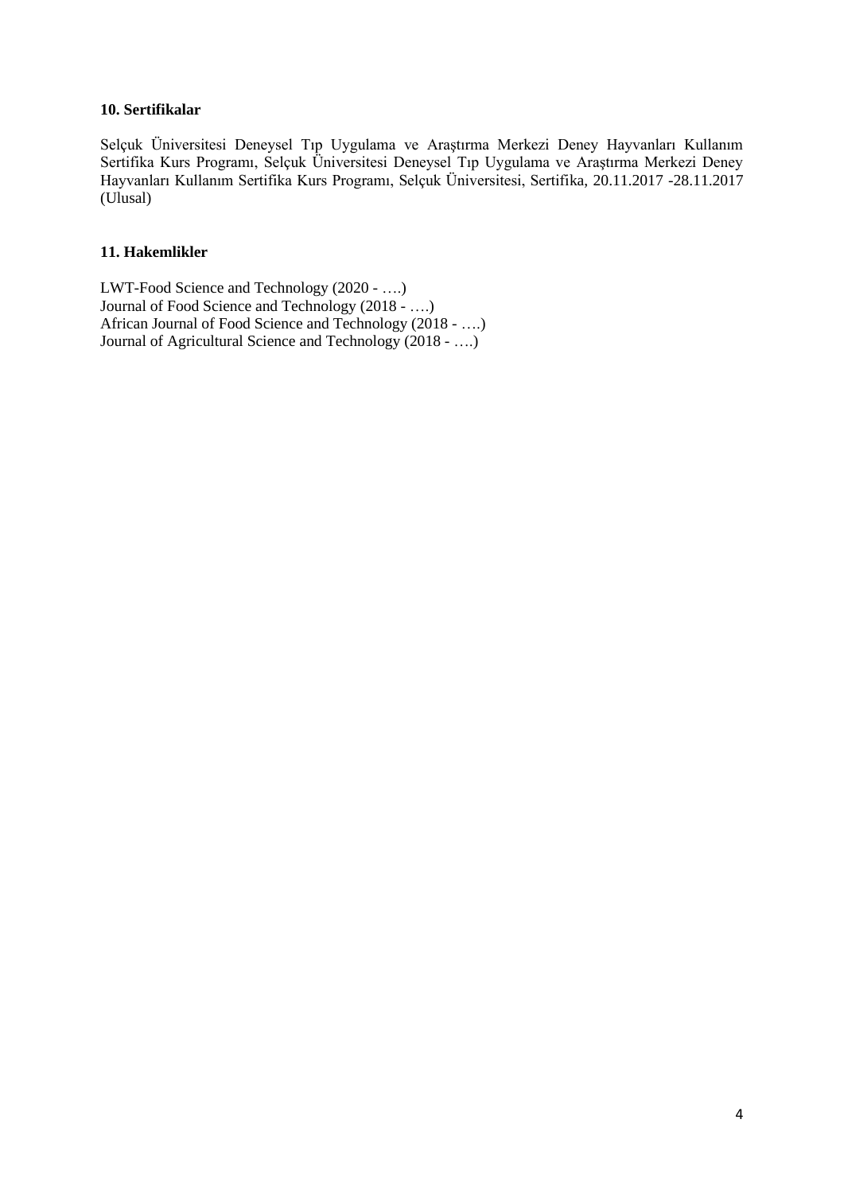### 10. Sertifikalar

Selçuk Üniversitesi Deneysel Tıp Uygulama ve Araştırma Merkezi Deney Hayvanları Kullanım Sertifika Kurs Programı, Selçuk Üniversitesi Deneysel Tıp Uygulama ve Araştırma Merkezi Deney Hayvanları Kullanım Sertifika Kurs Programı, Selçuk Üniversitesi, Sertifika, 20.11.2017 -28.11.2017 (Ulusal)

### 11. Hakemlikler

LWT-Food Science and Technology (2020 - ….)
Journal of Food Science and Technology (2018 - ….)
African Journal of Food Science and Technology (2018 - ….)
Journal of Agricultural Science and Technology (2018 - ….)